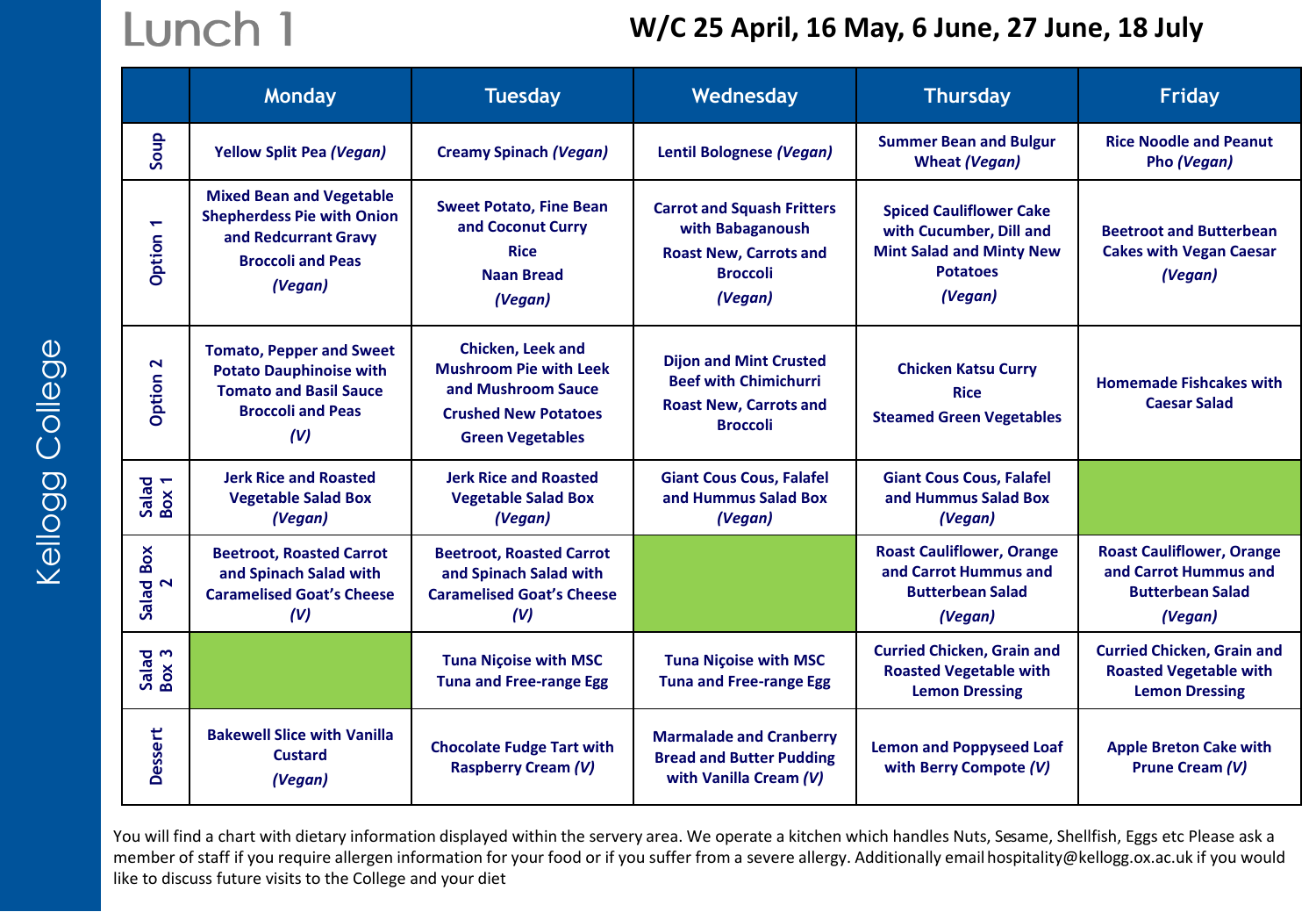# Lunch 1

## W/C 25 April, 16 May, 6 June, 27 June, 18 July

| | Monday | Tuesday | Wednesday | Thursday | Friday |
|---|---|---|---|---|---|
| Soup | Yellow Split Pea *(Vegan)* | Creamy Spinach *(Vegan)* | Lentil Bolognese *(Vegan)* | Summer Bean and Bulgur Wheat *(Vegan)* | Rice Noodle and Peanut Pho *(Vegan)* |
| Option 1 | Mixed Bean and Vegetable Shepherdess Pie with Onion and Redcurrant Gravy<br>Broccoli and Peas<br>*(Vegan)* | Sweet Potato, Fine Bean and Coconut Curry<br>Rice<br>Naan Bread<br>*(Vegan)* | Carrot and Squash Fritters with Babaganoush<br>Roast New, Carrots and Broccoli<br>*(Vegan)* | Spiced Cauliflower Cake with Cucumber, Dill and Mint Salad and Minty New Potatoes<br>*(Vegan)* | Beetroot and Butterbean Cakes with Vegan Caesar<br>*(Vegan)* |
| Option 2 | Tomato, Pepper and Sweet Potato Dauphinoise with Tomato and Basil Sauce<br>Broccoli and Peas<br>*(V)* | Chicken, Leek and Mushroom Pie with Leek and Mushroom Sauce<br>Crushed New Potatoes<br>Green Vegetables | Dijon and Mint Crusted Beef with Chimichurri<br>Roast New, Carrots and Broccoli | Chicken Katsu Curry<br>Rice<br>Steamed Green Vegetables | Homemade Fishcakes with Caesar Salad |
| Salad Box 1 | Jerk Rice and Roasted Vegetable Salad Box<br>*(Vegan)* | Jerk Rice and Roasted Vegetable Salad Box<br>*(Vegan)* | Giant Cous Cous, Falafel and Hummus Salad Box<br>*(Vegan)* | Giant Cous Cous, Falafel and Hummus Salad Box<br>*(Vegan)* | |
| Salad Box 2 | Beetroot, Roasted Carrot and Spinach Salad with Caramelised Goat's Cheese<br>*(V)* | Beetroot, Roasted Carrot and Spinach Salad with Caramelised Goat's Cheese<br>*(V)* | | Roast Cauliflower, Orange and Carrot Hummus and Butterbean Salad<br>*(Vegan)* | Roast Cauliflower, Orange and Carrot Hummus and Butterbean Salad<br>*(Vegan)* |
| Salad Box 3 | | Tuna Niçoise with MSC Tuna and Free-range Egg | Tuna Niçoise with MSC Tuna and Free-range Egg | Curried Chicken, Grain and Roasted Vegetable with Lemon Dressing | Curried Chicken, Grain and Roasted Vegetable with Lemon Dressing |
| Dessert | Bakewell Slice with Vanilla Custard<br>*(Vegan)* | Chocolate Fudge Tart with Raspberry Cream *(V)* | Marmalade and Cranberry Bread and Butter Pudding with Vanilla Cream *(V)* | Lemon and Poppyseed Loaf with Berry Compote *(V)* | Apple Breton Cake with Prune Cream *(V)* |

You will find a chart with dietary information displayed within the servery area. We operate a kitchen which handles Nuts, Sesame, Shellfish, Eggs etc Please ask a member of staff if you require allergen information for your food or if you suffer from a severe allergy. Additionally email hospitality@kellogg.ox.ac.uk if you would like to discuss future visits to the College and your diet

Kellogg College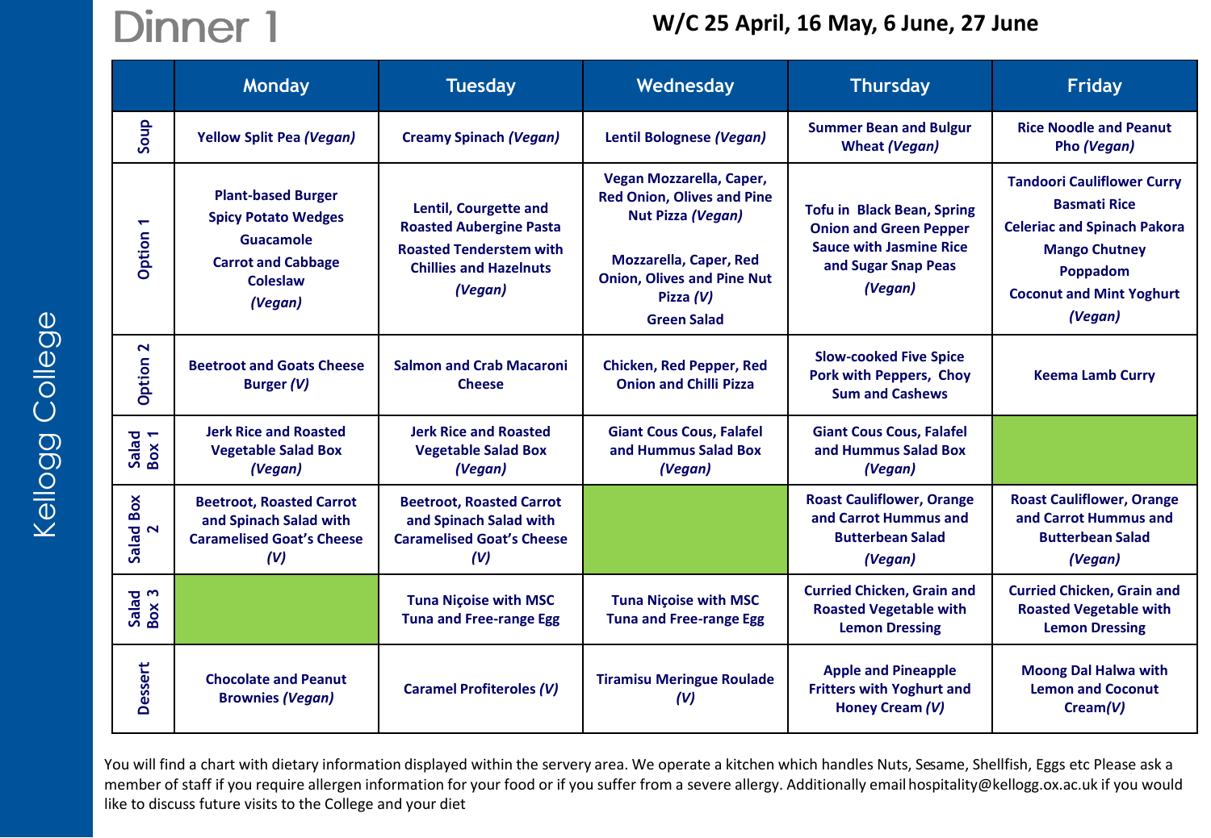# Dinner 1

**W/C 25 April, 16 May, 6 June, 27 June**

| | Monday | Tuesday | Wednesday | Thursday | Friday |
|---|---|---|---|---|---|
| **Soup** | Yellow Split Pea *(Vegan)* | Creamy Spinach *(Vegan)* | Lentil Bolognese *(Vegan)* | Summer Bean and Bulgur Wheat *(Vegan)* | Rice Noodle and Peanut Pho *(Vegan)* |
| **Option 1** | Plant-based Burger<br>Spicy Potato Wedges<br>Guacamole<br>Carrot and Cabbage Coleslaw<br>*(Vegan)* | Lentil, Courgette and Roasted Aubergine Pasta<br>Roasted Tenderstem with Chillies and Hazelnuts<br>*(Vegan)* | Vegan Mozzarella, Caper, Red Onion, Olives and Pine Nut Pizza *(Vegan)*<br>Mozzarella, Caper, Red Onion, Olives and Pine Nut Pizza *(V)*<br>Green Salad | Tofu in Black Bean, Spring Onion and Green Pepper Sauce with Jasmine Rice and Sugar Snap Peas<br>*(Vegan)* | Tandoori Cauliflower Curry<br>Basmati Rice<br>Celeriac and Spinach Pakora<br>Mango Chutney<br>Poppadom<br>Coconut and Mint Yoghurt<br>*(Vegan)* |
| **Option 2** | Beetroot and Goats Cheese Burger *(V)* | Salmon and Crab Macaroni Cheese | Chicken, Red Pepper, Red Onion and Chilli Pizza | Slow-cooked Five Spice Pork with Peppers, Choy Sum and Cashews | Keema Lamb Curry |
| **Salad Box 1** | Jerk Rice and Roasted Vegetable Salad Box *(Vegan)* | Jerk Rice and Roasted Vegetable Salad Box *(Vegan)* | Giant Cous Cous, Falafel and Hummus Salad Box *(Vegan)* | Giant Cous Cous, Falafel and Hummus Salad Box *(Vegan)* | |
| **Salad Box 2** | Beetroot, Roasted Carrot and Spinach Salad with Caramelised Goat's Cheese *(V)* | Beetroot, Roasted Carrot and Spinach Salad with Caramelised Goat's Cheese *(V)* | | Roast Cauliflower, Orange and Carrot Hummus and Butterbean Salad *(Vegan)* | Roast Cauliflower, Orange and Carrot Hummus and Butterbean Salad *(Vegan)* |
| **Salad Box 3** | | Tuna Niçoise with MSC Tuna and Free-range Egg | Tuna Niçoise with MSC Tuna and Free-range Egg | Curried Chicken, Grain and Roasted Vegetable with Lemon Dressing | Curried Chicken, Grain and Roasted Vegetable with Lemon Dressing |
| **Dessert** | Chocolate and Peanut Brownies *(Vegan)* | Caramel Profiteroles *(V)* | Tiramisu Meringue Roulade *(V)* | Apple and Pineapple Fritters with Yoghurt and Honey Cream *(V)* | Moong Dal Halwa with Lemon and Coconut Cream*(V)* |

You will find a chart with dietary information displayed within the servery area. We operate a kitchen which handles Nuts, Sesame, Shellfish, Eggs etc Please ask a member of staff if you require allergen information for your food or if you suffer from a severe allergy. Additionally email hospitality@kellogg.ox.ac.uk if you would like to discuss future visits to the College and your diet

Kellogg College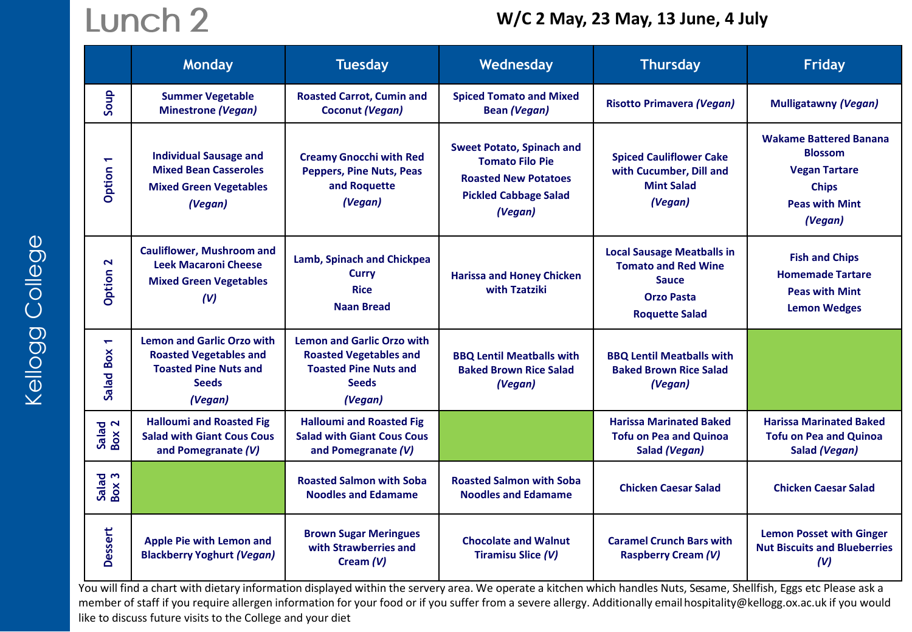# Lunch 2

**W/C 2 May, 23 May, 13 June, 4 July**

| | Monday | Tuesday | Wednesday | Thursday | Friday |
|---|---|---|---|---|---|
| Soup | Summer Vegetable Minestrone *(Vegan)* | Roasted Carrot, Cumin and Coconut *(Vegan)* | Spiced Tomato and Mixed Bean *(Vegan)* | Risotto Primavera *(Vegan)* | Mulligatawny *(Vegan)* |
| Option 1 | Individual Sausage and Mixed Bean Casseroles<br>Mixed Green Vegetables<br>*(Vegan)* | Creamy Gnocchi with Red Peppers, Pine Nuts, Peas and Roquette<br>*(Vegan)* | Sweet Potato, Spinach and Tomato Filo Pie<br>Roasted New Potatoes<br>Pickled Cabbage Salad<br>*(Vegan)* | Spiced Cauliflower Cake with Cucumber, Dill and Mint Salad<br>*(Vegan)* | Wakame Battered Banana Blossom<br>Vegan Tartare<br>Chips<br>Peas with Mint<br>*(Vegan)* |
| Option 2 | Cauliflower, Mushroom and Leek Macaroni Cheese<br>Mixed Green Vegetables<br>*(V)* | Lamb, Spinach and Chickpea Curry<br>Rice<br>Naan Bread | Harissa and Honey Chicken with Tzatziki | Local Sausage Meatballs in Tomato and Red Wine Sauce<br>Orzo Pasta<br>Roquette Salad | Fish and Chips<br>Homemade Tartare<br>Peas with Mint<br>Lemon Wedges |
| Salad Box 1 | Lemon and Garlic Orzo with Roasted Vegetables and Toasted Pine Nuts and Seeds<br>*(Vegan)* | Lemon and Garlic Orzo with Roasted Vegetables and Toasted Pine Nuts and Seeds<br>*(Vegan)* | BBQ Lentil Meatballs with Baked Brown Rice Salad<br>*(Vegan)* | BBQ Lentil Meatballs with Baked Brown Rice Salad<br>*(Vegan)* | |
| Salad Box 2 | Halloumi and Roasted Fig Salad with Giant Cous Cous and Pomegranate *(V)* | Halloumi and Roasted Fig Salad with Giant Cous Cous and Pomegranate *(V)* | | Harissa Marinated Baked Tofu on Pea and Quinoa Salad *(Vegan)* | Harissa Marinated Baked Tofu on Pea and Quinoa Salad *(Vegan)* |
| Salad Box 3 | | Roasted Salmon with Soba Noodles and Edamame | Roasted Salmon with Soba Noodles and Edamame | Chicken Caesar Salad | Chicken Caesar Salad |
| Dessert | Apple Pie with Lemon and Blackberry Yoghurt *(Vegan)* | Brown Sugar Meringues with Strawberries and Cream *(V)* | Chocolate and Walnut Tiramisu Slice *(V)* | Caramel Crunch Bars with Raspberry Cream *(V)* | Lemon Posset with Ginger Nut Biscuits and Blueberries *(V)* |

You will find a chart with dietary information displayed within the servery area. We operate a kitchen which handles Nuts, Sesame, Shellfish, Eggs etc Please ask a member of staff if you require allergen information for your food or if you suffer from a severe allergy. Additionally email hospitality@kellogg.ox.ac.uk if you would like to discuss future visits to the College and your diet

Kellogg College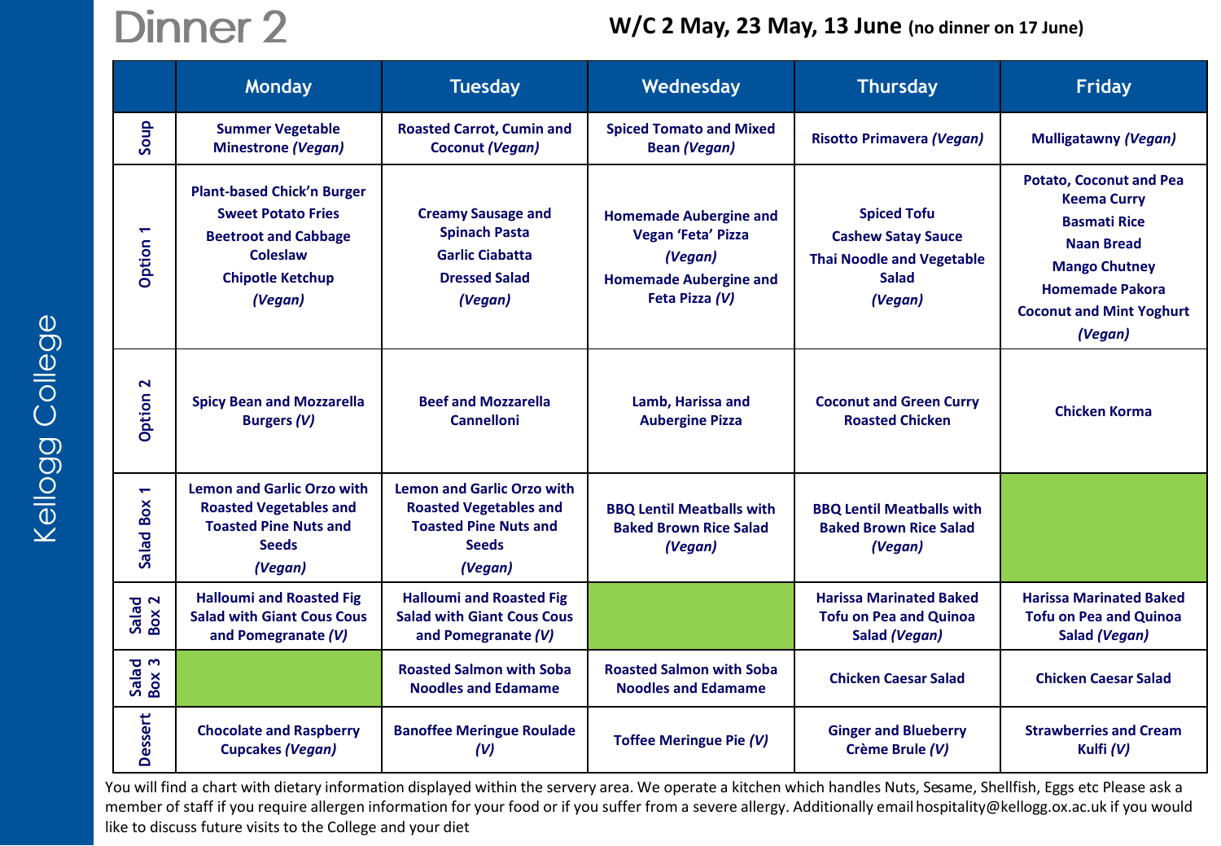# Dinner 2

**W/C 2 May, 23 May, 13 June** (no dinner on 17 June)

| | Monday | Tuesday | Wednesday | Thursday | Friday |
|---|---|---|---|---|---|
| **Soup** | Summer Vegetable Minestrone *(Vegan)* | Roasted Carrot, Cumin and Coconut *(Vegan)* | Spiced Tomato and Mixed Bean *(Vegan)* | Risotto Primavera *(Vegan)* | Mulligatawny *(Vegan)* |
| **Option 1** | Plant-based Chick'n Burger<br>Sweet Potato Fries<br>Beetroot and Cabbage Coleslaw<br>Chipotle Ketchup<br>*(Vegan)* | Creamy Sausage and Spinach Pasta<br>Garlic Ciabatta<br>Dressed Salad<br>*(Vegan)* | Homemade Aubergine and Vegan 'Feta' Pizza<br>*(Vegan)*<br>Homemade Aubergine and Feta Pizza *(V)* | Spiced Tofu<br>Cashew Satay Sauce<br>Thai Noodle and Vegetable Salad<br>*(Vegan)* | Potato, Coconut and Pea Keema Curry<br>Basmati Rice<br>Naan Bread<br>Mango Chutney<br>Homemade Pakora<br>Coconut and Mint Yoghurt<br>*(Vegan)* |
| **Option 2** | Spicy Bean and Mozzarella Burgers *(V)* | Beef and Mozzarella Cannelloni | Lamb, Harissa and Aubergine Pizza | Coconut and Green Curry Roasted Chicken | Chicken Korma |
| **Salad Box 1** | Lemon and Garlic Orzo with Roasted Vegetables and Toasted Pine Nuts and Seeds<br>*(Vegan)* | Lemon and Garlic Orzo with Roasted Vegetables and Toasted Pine Nuts and Seeds<br>*(Vegan)* | BBQ Lentil Meatballs with Baked Brown Rice Salad<br>*(Vegan)* | BBQ Lentil Meatballs with Baked Brown Rice Salad<br>*(Vegan)* | |
| **Salad Box 2** | Halloumi and Roasted Fig Salad with Giant Cous Cous and Pomegranate *(V)* | Halloumi and Roasted Fig Salad with Giant Cous Cous and Pomegranate *(V)* | | Harissa Marinated Baked Tofu on Pea and Quinoa Salad *(Vegan)* | Harissa Marinated Baked Tofu on Pea and Quinoa Salad *(Vegan)* |
| **Salad Box 3** | | Roasted Salmon with Soba Noodles and Edamame | Roasted Salmon with Soba Noodles and Edamame | Chicken Caesar Salad | Chicken Caesar Salad |
| **Dessert** | Chocolate and Raspberry Cupcakes *(Vegan)* | Banoffee Meringue Roulade *(V)* | Toffee Meringue Pie *(V)* | Ginger and Blueberry Crème Brule *(V)* | Strawberries and Cream Kulfi *(V)* |

You will find a chart with dietary information displayed within the servery area. We operate a kitchen which handles Nuts, Sesame, Shellfish, Eggs etc Please ask a member of staff if you require allergen information for your food or if you suffer from a severe allergy. Additionally email hospitality@kellogg.ox.ac.uk if you would like to discuss future visits to the College and your diet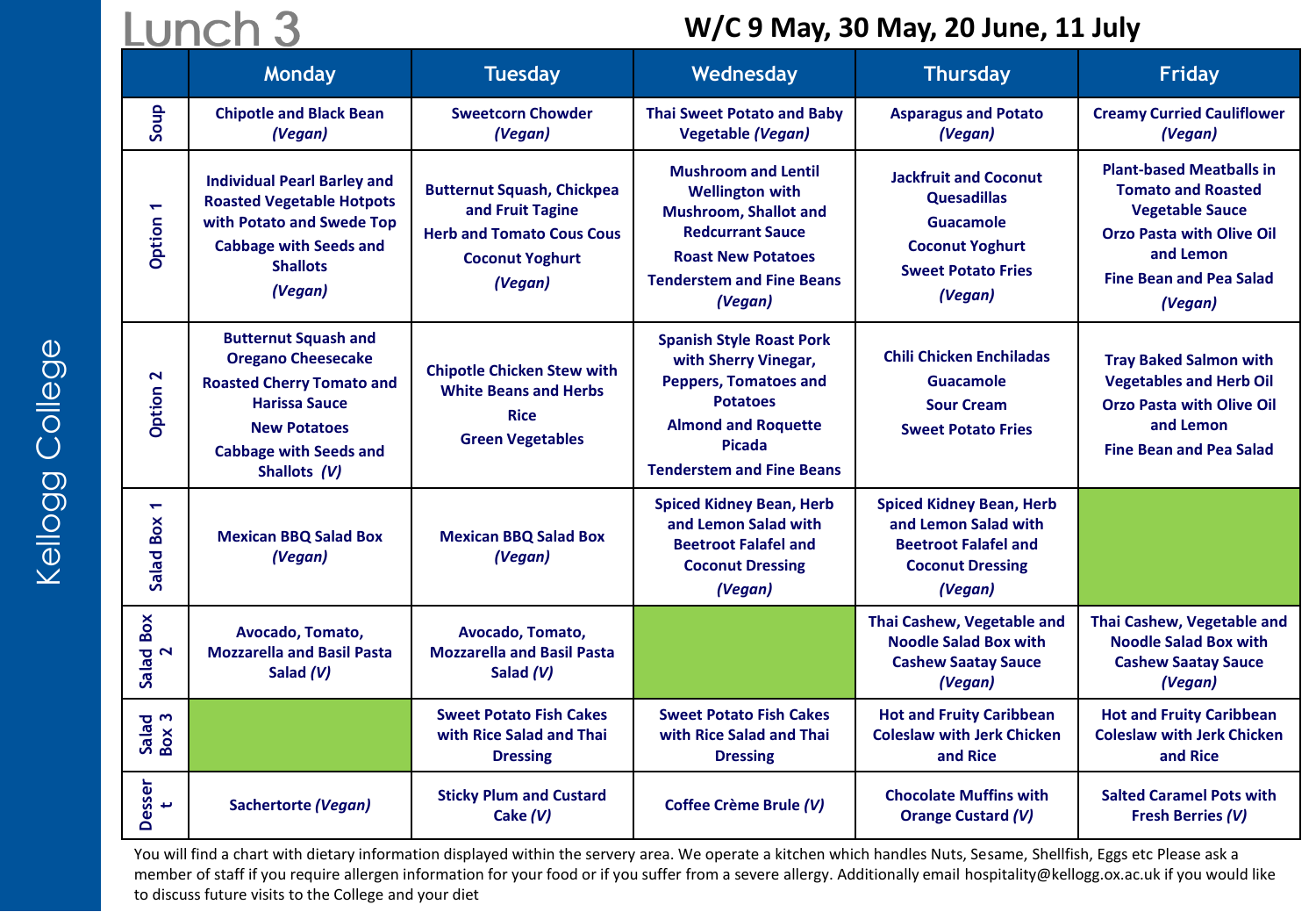# Lunch 3

## W/C 9 May, 30 May, 20 June, 11 July

| | Monday | Tuesday | Wednesday | Thursday | Friday |
|---|---|---|---|---|---|
| Soup | Chipotle and Black Bean *(Vegan)* | Sweetcorn Chowder *(Vegan)* | Thai Sweet Potato and Baby Vegetable *(Vegan)* | Asparagus and Potato *(Vegan)* | Creamy Curried Cauliflower *(Vegan)* |
| Option 1 | Individual Pearl Barley and Roasted Vegetable Hotpots with Potato and Swede Top<br>Cabbage with Seeds and Shallots<br>*(Vegan)* | Butternut Squash, Chickpea and Fruit Tagine<br>Herb and Tomato Cous Cous<br>Coconut Yoghurt<br>*(Vegan)* | Mushroom and Lentil Wellington with Mushroom, Shallot and Redcurrant Sauce<br>Roast New Potatoes<br>Tenderstem and Fine Beans<br>*(Vegan)* | Jackfruit and Coconut Quesadillas<br>Guacamole<br>Coconut Yoghurt<br>Sweet Potato Fries<br>*(Vegan)* | Plant-based Meatballs in Tomato and Roasted Vegetable Sauce<br>Orzo Pasta with Olive Oil and Lemon<br>Fine Bean and Pea Salad<br>*(Vegan)* |
| Option 2 | Butternut Squash and Oregano Cheesecake<br>Roasted Cherry Tomato and Harissa Sauce<br>New Potatoes<br>Cabbage with Seeds and Shallots *(V)* | Chipotle Chicken Stew with White Beans and Herbs<br>Rice<br>Green Vegetables | Spanish Style Roast Pork with Sherry Vinegar, Peppers, Tomatoes and Potatoes<br>Almond and Roquette Picada<br>Tenderstem and Fine Beans | Chili Chicken Enchiladas<br>Guacamole<br>Sour Cream<br>Sweet Potato Fries | Tray Baked Salmon with Vegetables and Herb Oil<br>Orzo Pasta with Olive Oil and Lemon<br>Fine Bean and Pea Salad |
| Salad Box 1 | Mexican BBQ Salad Box *(Vegan)* | Mexican BBQ Salad Box *(Vegan)* | Spiced Kidney Bean, Herb and Lemon Salad with Beetroot Falafel and Coconut Dressing *(Vegan)* | Spiced Kidney Bean, Herb and Lemon Salad with Beetroot Falafel and Coconut Dressing *(Vegan)* | |
| Salad Box 2 | Avocado, Tomato, Mozzarella and Basil Pasta Salad *(V)* | Avocado, Tomato, Mozzarella and Basil Pasta Salad *(V)* | | Thai Cashew, Vegetable and Noodle Salad Box with Cashew Saatay Sauce *(Vegan)* | Thai Cashew, Vegetable and Noodle Salad Box with Cashew Saatay Sauce *(Vegan)* |
| Salad Box 3 | | Sweet Potato Fish Cakes with Rice Salad and Thai Dressing | Sweet Potato Fish Cakes with Rice Salad and Thai Dressing | Hot and Fruity Caribbean Coleslaw with Jerk Chicken and Rice | Hot and Fruity Caribbean Coleslaw with Jerk Chicken and Rice |
| Dessert | Sachertorte *(Vegan)* | Sticky Plum and Custard Cake *(V)* | Coffee Crème Brule *(V)* | Chocolate Muffins with Orange Custard *(V)* | Salted Caramel Pots with Fresh Berries *(V)* |

You will find a chart with dietary information displayed within the servery area. We operate a kitchen which handles Nuts, Sesame, Shellfish, Eggs etc Please ask a member of staff if you require allergen information for your food or if you suffer from a severe allergy. Additionally email hospitality@kellogg.ox.ac.uk if you would like to discuss future visits to the College and your diet

Kellogg College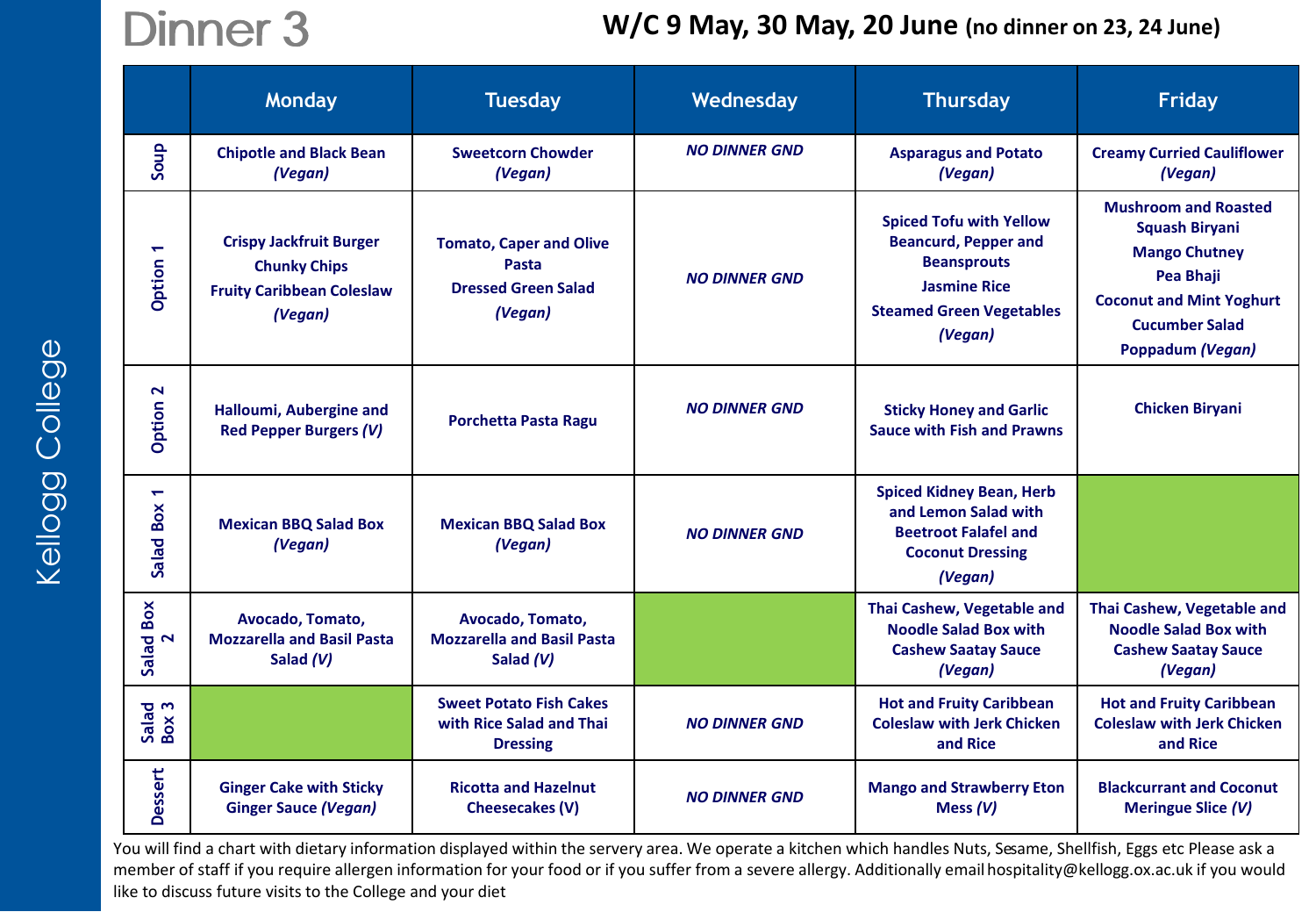# Dinner 3

## W/C 9 May, 30 May, 20 June (no dinner on 23, 24 June)

| | Monday | Tuesday | Wednesday | Thursday | Friday |
|---|---|---|---|---|---|
| Soup | Chipotle and Black Bean *(Vegan)* | Sweetcorn Chowder *(Vegan)* | *NO DINNER GND* | Asparagus and Potato *(Vegan)* | Creamy Curried Cauliflower *(Vegan)* |
| Option 1 | Crispy Jackfruit Burger<br>Chunky Chips<br>Fruity Caribbean Coleslaw<br>*(Vegan)* | Tomato, Caper and Olive Pasta<br>Dressed Green Salad<br>*(Vegan)* | *NO DINNER GND* | Spiced Tofu with Yellow Beancurd, Pepper and Beansprouts<br>Jasmine Rice<br>Steamed Green Vegetables<br>*(Vegan)* | Mushroom and Roasted Squash Biryani<br>Mango Chutney<br>Pea Bhaji<br>Coconut and Mint Yoghurt<br>Cucumber Salad<br>Poppadum *(Vegan)* |
| Option 2 | Halloumi, Aubergine and Red Pepper Burgers *(V)* | Porchetta Pasta Ragu | *NO DINNER GND* | Sticky Honey and Garlic Sauce with Fish and Prawns | Chicken Biryani |
| Salad Box 1 | Mexican BBQ Salad Box *(Vegan)* | Mexican BBQ Salad Box *(Vegan)* | *NO DINNER GND* | Spiced Kidney Bean, Herb and Lemon Salad with Beetroot Falafel and Coconut Dressing<br>*(Vegan)* | |
| Salad Box 2 | Avocado, Tomato, Mozzarella and Basil Pasta Salad *(V)* | Avocado, Tomato, Mozzarella and Basil Pasta Salad *(V)* | | Thai Cashew, Vegetable and Noodle Salad Box with Cashew Saatay Sauce *(Vegan)* | Thai Cashew, Vegetable and Noodle Salad Box with Cashew Saatay Sauce *(Vegan)* |
| Salad Box 3 | | Sweet Potato Fish Cakes with Rice Salad and Thai Dressing | *NO DINNER GND* | Hot and Fruity Caribbean Coleslaw with Jerk Chicken and Rice | Hot and Fruity Caribbean Coleslaw with Jerk Chicken and Rice |
| Dessert | Ginger Cake with Sticky Ginger Sauce *(Vegan)* | Ricotta and Hazelnut Cheesecakes (V) | *NO DINNER GND* | Mango and Strawberry Eton Mess *(V)* | Blackcurrant and Coconut Meringue Slice *(V)* |

You will find a chart with dietary information displayed within the servery area. We operate a kitchen which handles Nuts, Sesame, Shellfish, Eggs etc Please ask a member of staff if you require allergen information for your food or if you suffer from a severe allergy. Additionally email hospitality@kellogg.ox.ac.uk if you would like to discuss future visits to the College and your diet

Kellogg College